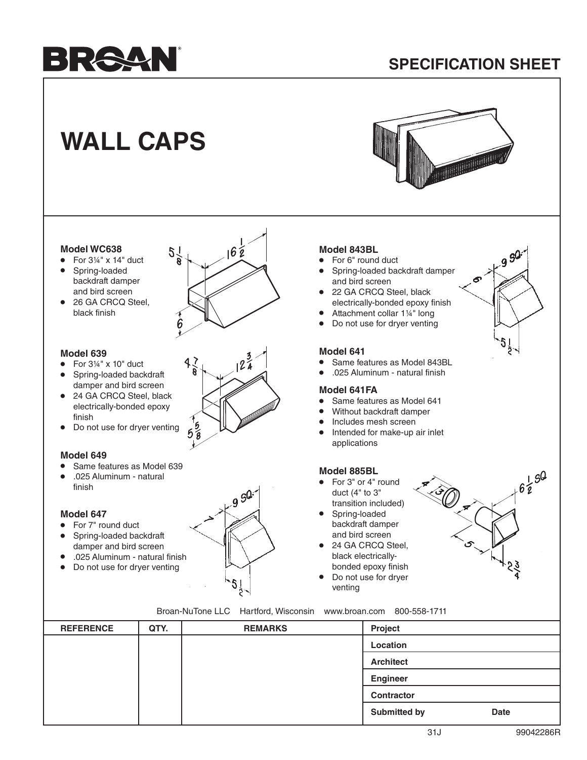# BROAN

## SPECIFICATION SHEET

# WALL CAPS

### Model WC638

- For 3¼" x 14" duct
- Spring-loaded backdraft damper and bird screen
- 26 GA CRCQ Steel, black finish

### Model 639

- For 3¼" x 10" duct
- Spring-loaded backdraft damper and bird screen
- 24 GA CRCQ Steel, black electrically-bonded epoxy finish
- Do not use for dryer venting

### Model 649

- Same features as Model 639
- .025 Aluminum - natural finish

### Model 647

- For 7" round duct
- Spring-loaded backdraft damper and bird screen
- .025 Aluminum - natural finish
- Do not use for dryer venting

### Model 843BL

- For 6" round duct
- Spring-loaded backdraft damper and bird screen
- 22 GA CRCQ Steel, black electrically-bonded epoxy finish
- Attachment collar 1¼" long
- Do not use for dryer venting

### Model 641

- Same features as Model 843BL
- .025 Aluminum - natural finish

### Model 641FA

- Same features as Model 641
- Without backdraft damper
- Includes mesh screen
- Intended for make-up air inlet applications

### Model 885BL

- For 3" or 4" round duct (4" to 3" transition included)
- Spring-loaded backdraft damper and bird screen
- 24 GA CRCQ Steel, black electrically-bonded epoxy finish
- Do not use for dryer venting

Broan-NuTone LLC Hartford, Wisconsin www.broan.com 800-558-1711

| REFERENCE | QTY. | REMARKS | Project | |
|---|---|---|---|---|
| | | | Location | |
| | | | Architect | |
| | | | Engineer | |
| | | | Contractor | |
| | | | Submitted by | Date |

31J 99042286R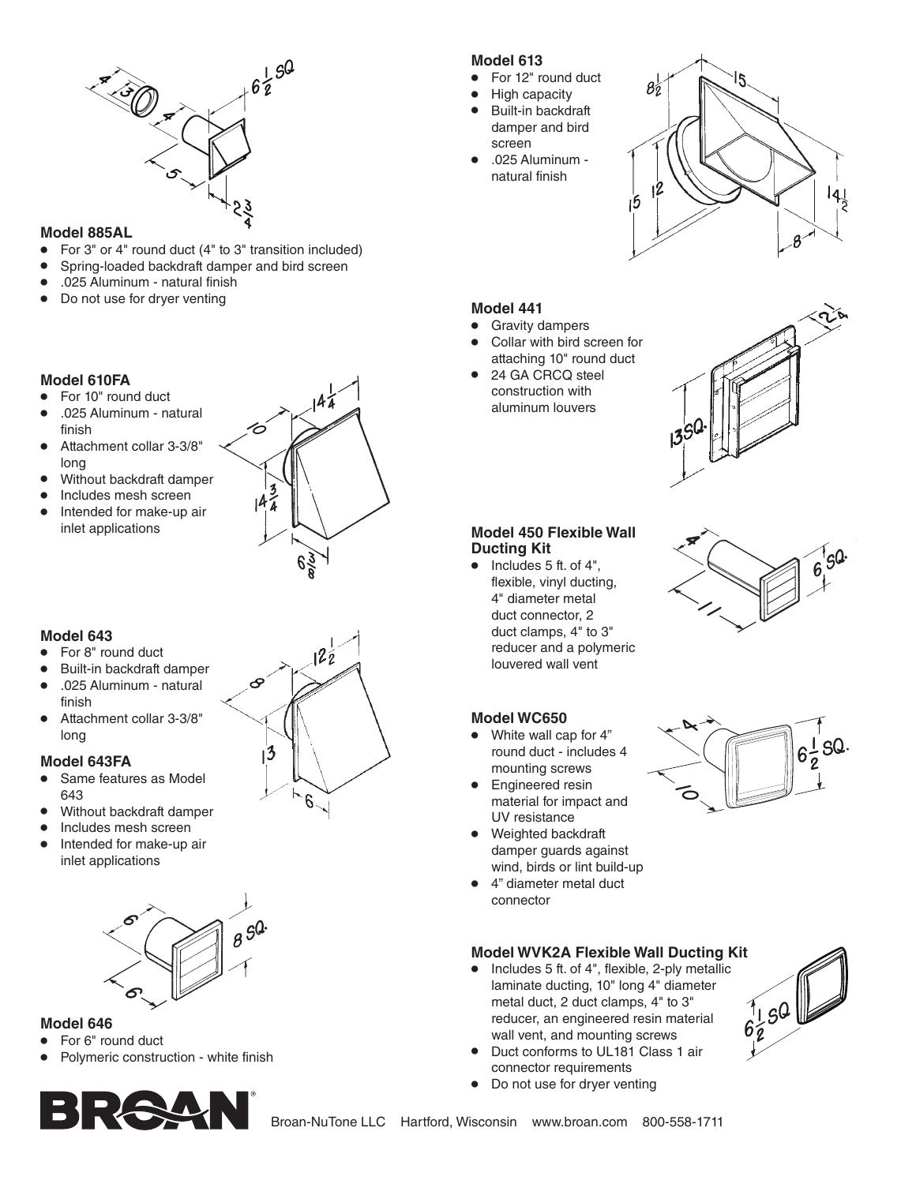### Model 885AL

- For 3" or 4" round duct (4" to 3" transition included)
- Spring-loaded backdraft damper and bird screen
- .025 Aluminum - natural finish
- Do not use for dryer venting

### Model 610FA

- For 10" round duct
- .025 Aluminum - natural finish
- Attachment collar 3-3/8" long
- Without backdraft damper
- Includes mesh screen
- Intended for make-up air inlet applications

### Model 643

- For 8" round duct
- Built-in backdraft damper
- .025 Aluminum - natural finish
- Attachment collar 3-3/8" long

### Model 643FA

- Same features as Model 643
- Without backdraft damper
- Includes mesh screen
- Intended for make-up air inlet applications

### Model 646

- For 6" round duct
- Polymeric construction - white finish

### Model 613

- For 12" round duct
- High capacity
- Built-in backdraft damper and bird screen
- .025 Aluminum - natural finish

### Model 441

- Gravity dampers
- Collar with bird screen for attaching 10" round duct
- 24 GA CRCQ steel construction with aluminum louvers

### Model 450 Flexible Wall Ducting Kit

- Includes 5 ft. of 4", flexible, vinyl ducting, 4" diameter metal duct connector, 2 duct clamps, 4" to 3" reducer and a polymeric louvered wall vent

### Model WC650

- White wall cap for 4" round duct - includes 4 mounting screws
- Engineered resin material for impact and UV resistance
- Weighted backdraft damper guards against wind, birds or lint build-up
- 4" diameter metal duct connector

### Model WVK2A Flexible Wall Ducting Kit

- Includes 5 ft. of 4", flexible, 2-ply metallic laminate ducting, 10" long 4" diameter metal duct, 2 duct clamps, 4" to 3" reducer, an engineered resin material wall vent, and mounting screws
- Duct conforms to UL181 Class 1 air connector requirements
- Do not use for dryer venting

BROAN® Broan-NuTone LLC Hartford, Wisconsin www.broan.com 800-558-1711